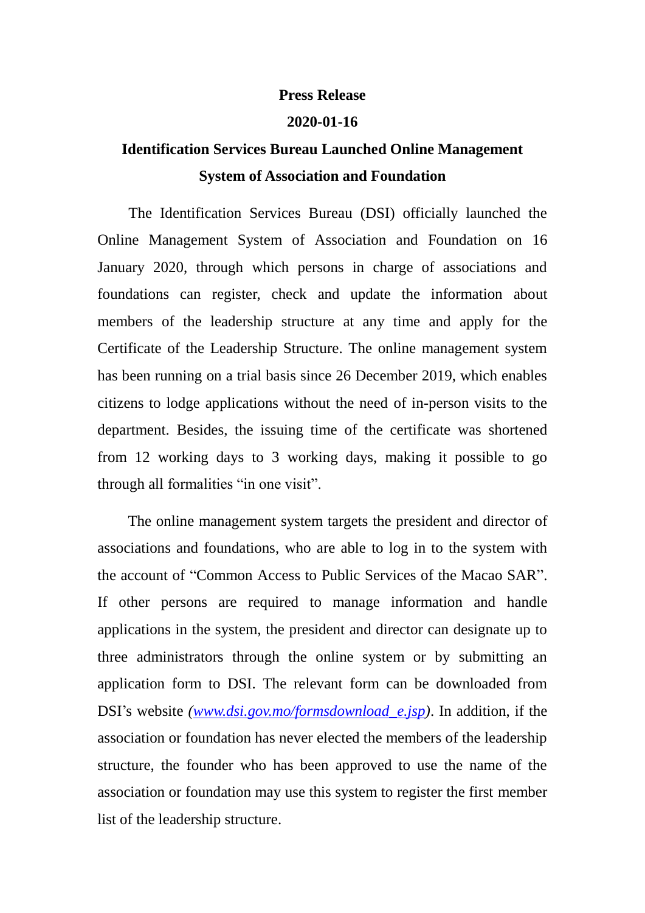**Press Release**

**2020-01-16**

# Identification Services Bureau Launched Online Management System of Association and Foundation

The Identification Services Bureau (DSI) officially launched the Online Management System of Association and Foundation on 16 January 2020, through which persons in charge of associations and foundations can register, check and update the information about members of the leadership structure at any time and apply for the Certificate of the Leadership Structure. The online management system has been running on a trial basis since 26 December 2019, which enables citizens to lodge applications without the need of in-person visits to the department. Besides, the issuing time of the certificate was shortened from 12 working days to 3 working days, making it possible to go through all formalities "in one visit".

The online management system targets the president and director of associations and foundations, who are able to log in to the system with the account of "Common Access to Public Services of the Macao SAR". If other persons are required to manage information and handle applications in the system, the president and director can designate up to three administrators through the online system or by submitting an application form to DSI. The relevant form can be downloaded from DSI's website *(www.dsi.gov.mo/formsdownload_e.jsp)*. In addition, if the association or foundation has never elected the members of the leadership structure, the founder who has been approved to use the name of the association or foundation may use this system to register the first member list of the leadership structure.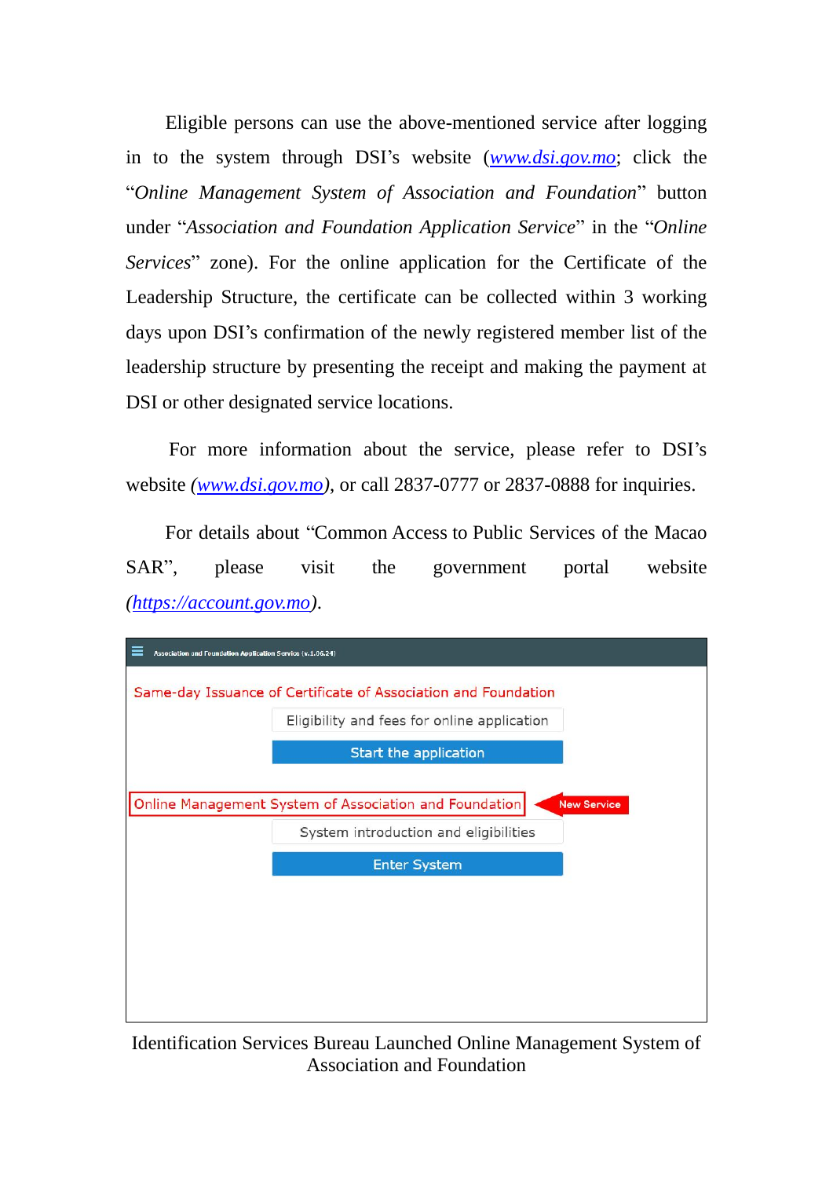Eligible persons can use the above-mentioned service after logging in to the system through DSI's website (*www.dsi.gov.mo*; click the "*Online Management System of Association and Foundation*" button under "*Association and Foundation Application Service*" in the "*Online Services*" zone). For the online application for the Certificate of the Leadership Structure, the certificate can be collected within 3 working days upon DSI's confirmation of the newly registered member list of the leadership structure by presenting the receipt and making the payment at DSI or other designated service locations.

For more information about the service, please refer to DSI's website (*www.dsi.gov.mo*), or call 2837-0777 or 2837-0888 for inquiries.

For details about "Common Access to Public Services of the Macao SAR", please visit the government portal website (*https://account.gov.mo*).

Association and Foundation Application Service (v.1.06.24)

Same-day Issuance of Certificate of Association and Foundation

Eligibility and fees for online application

Start the application

Online Management System of Association and Foundation

New Service

System introduction and eligibilities

Enter System

Identification Services Bureau Launched Online Management System of Association and Foundation